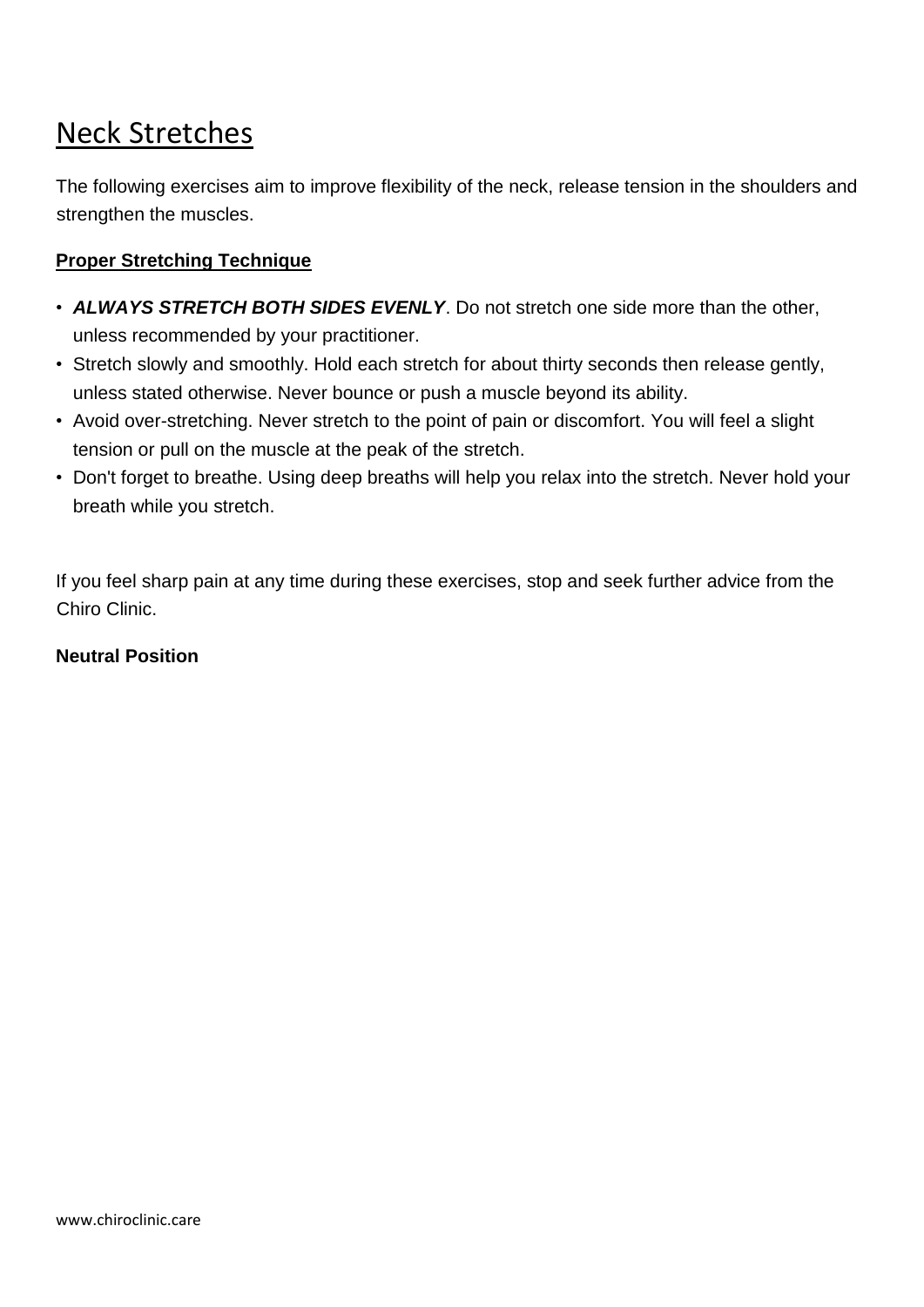# Neck Stretches

The following exercises aim to improve flexibility of the neck, release tension in the shoulders and strengthen the muscles.

**Proper Stretching Technique**

- ***ALWAYS STRETCH BOTH SIDES EVENLY***. Do not stretch one side more than the other, unless recommended by your practitioner.
- Stretch slowly and smoothly. Hold each stretch for about thirty seconds then release gently, unless stated otherwise. Never bounce or push a muscle beyond its ability.
- Avoid over-stretching. Never stretch to the point of pain or discomfort. You will feel a slight tension or pull on the muscle at the peak of the stretch.
- Don't forget to breathe. Using deep breaths will help you relax into the stretch. Never hold your breath while you stretch.

If you feel sharp pain at any time during these exercises, stop and seek further advice from the Chiro Clinic.

**Neutral Position**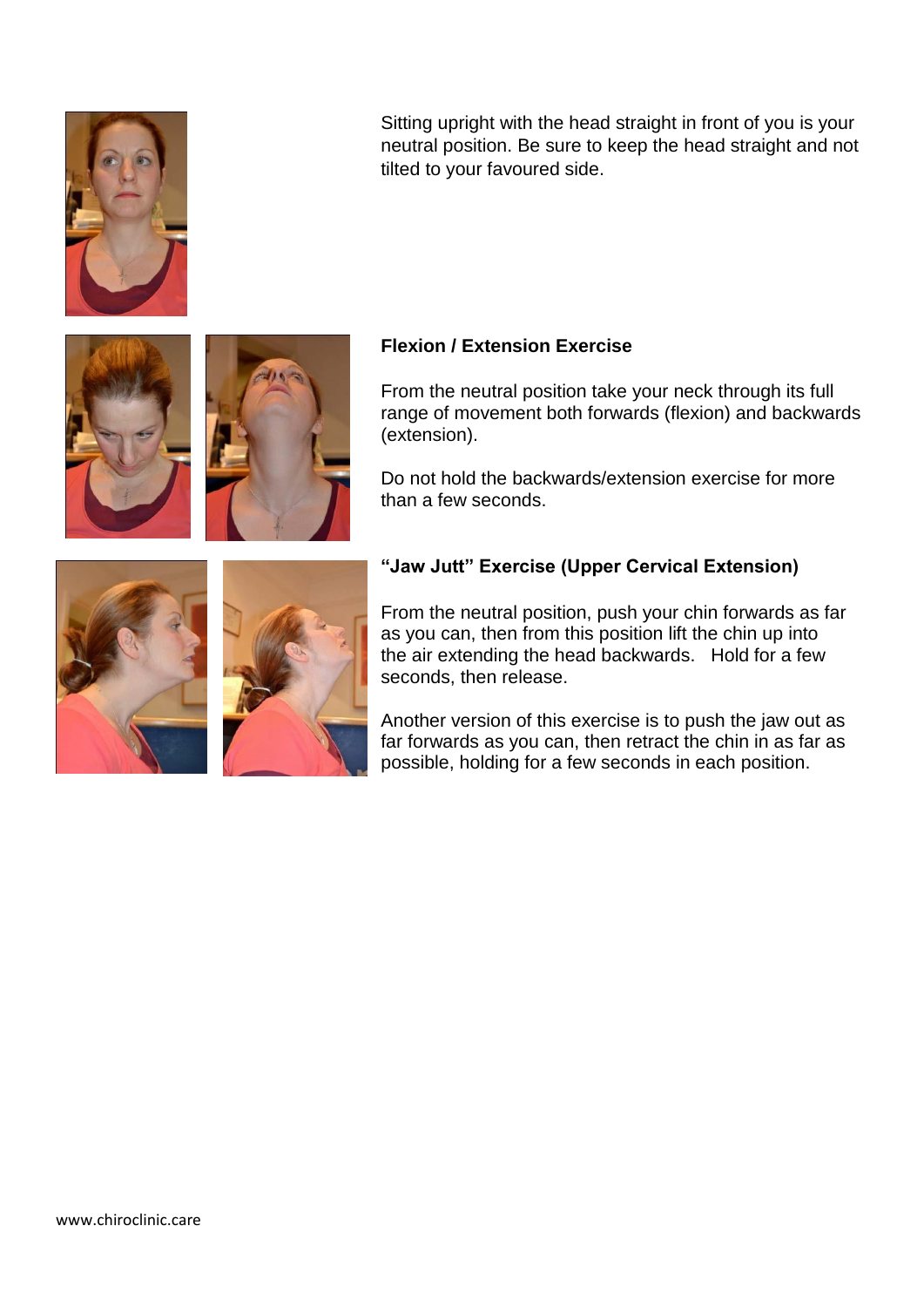Sitting upright with the head straight in front of you is your neutral position. Be sure to keep the head straight and not tilted to your favoured side.

**Flexion / Extension Exercise**

From the neutral position take your neck through its full range of movement both forwards (flexion) and backwards (extension).

Do not hold the backwards/extension exercise for more than a few seconds.

**"Jaw Jutt" Exercise (Upper Cervical Extension)**

From the neutral position, push your chin forwards as far as you can, then from this position lift the chin up into the air extending the head backwards. Hold for a few seconds, then release.

Another version of this exercise is to push the jaw out as far forwards as you can, then retract the chin in as far as possible, holding for a few seconds in each position.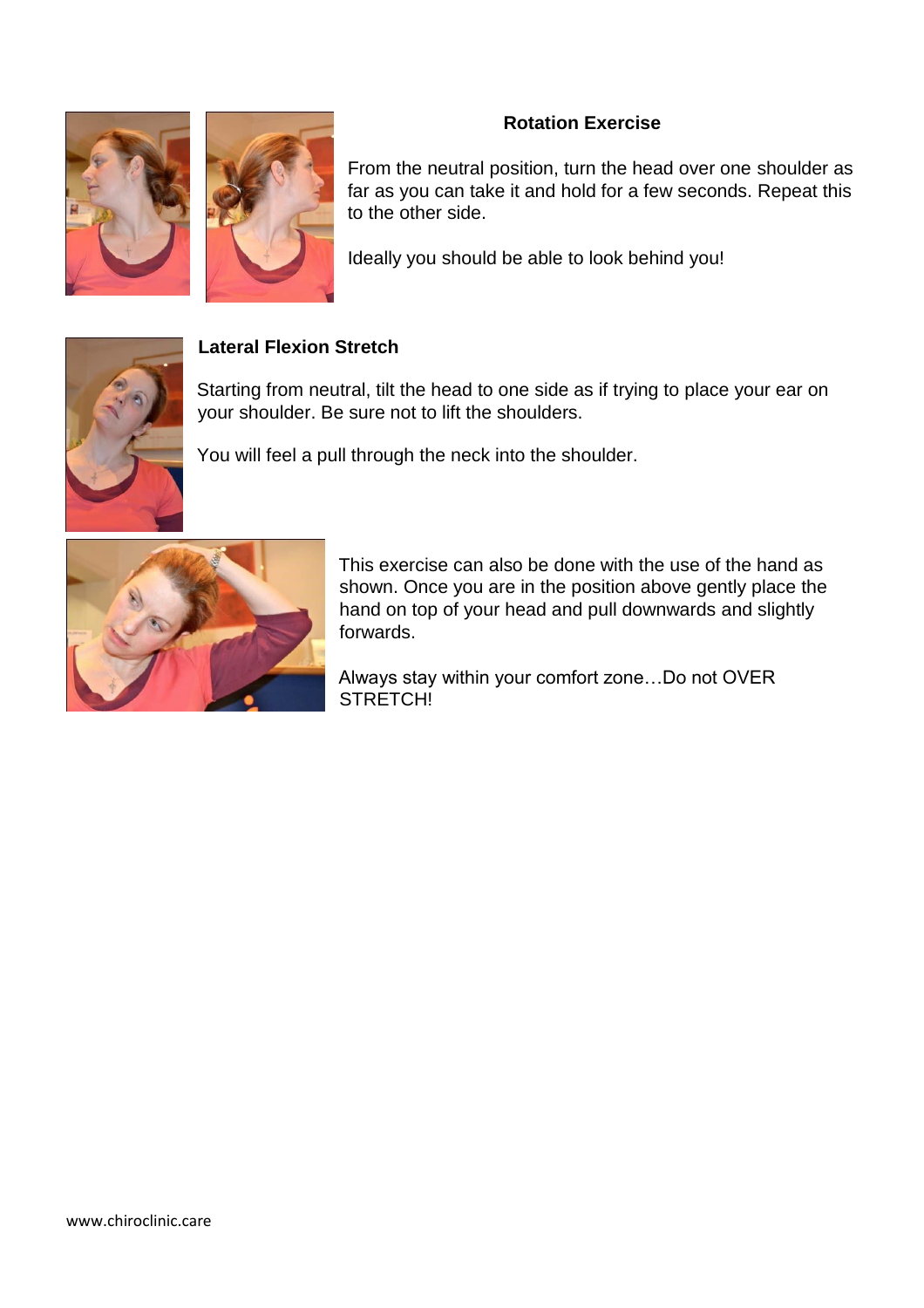### Rotation Exercise

From the neutral position, turn the head over one shoulder as far as you can take it and hold for a few seconds. Repeat this to the other side.

Ideally you should be able to look behind you!

### Lateral Flexion Stretch

Starting from neutral, tilt the head to one side as if trying to place your ear on your shoulder. Be sure not to lift the shoulders.

You will feel a pull through the neck into the shoulder.

This exercise can also be done with the use of the hand as shown. Once you are in the position above gently place the hand on top of your head and pull downwards and slightly forwards.

Always stay within your comfort zone…Do not OVER STRETCH!

www.chiroclinic.care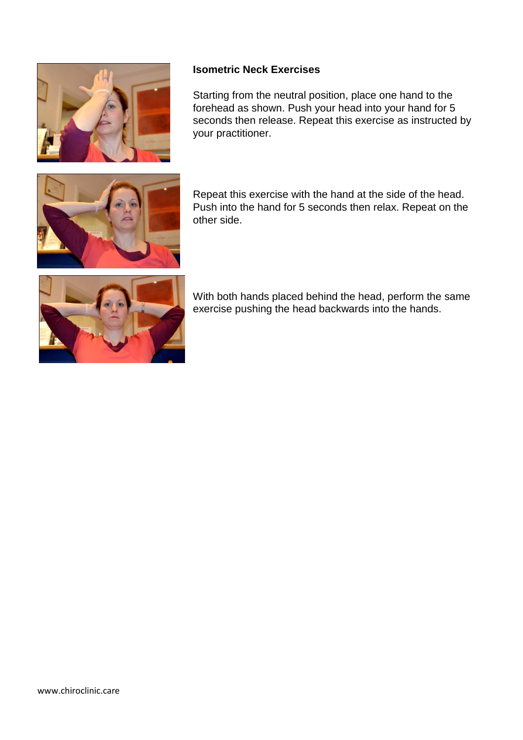**Isometric Neck Exercises**

Starting from the neutral position, place one hand to the forehead as shown. Push your head into your hand for 5 seconds then release. Repeat this exercise as instructed by your practitioner.

Repeat this exercise with the hand at the side of the head. Push into the hand for 5 seconds then relax. Repeat on the other side.

With both hands placed behind the head, perform the same exercise pushing the head backwards into the hands.